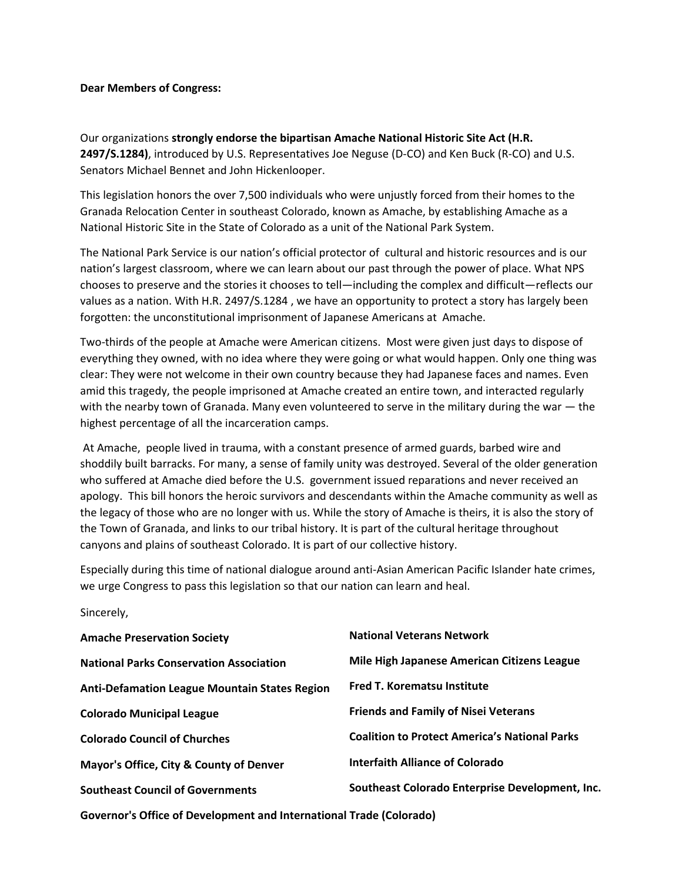**Dear Members of Congress:**

Our organizations **strongly endorse the bipartisan Amache National Historic Site Act (H.R. 2497/S.1284)**, introduced by U.S. Representatives Joe Neguse (D-CO) and Ken Buck (R-CO) and U.S. Senators Michael Bennet and John Hickenlooper.

This legislation honors the over 7,500 individuals who were unjustly forced from their homes to the Granada Relocation Center in southeast Colorado, known as Amache, by establishing Amache as a National Historic Site in the State of Colorado as a unit of the National Park System.

The National Park Service is our nation's official protector of cultural and historic resources and is our nation's largest classroom, where we can learn about our past through the power of place. What NPS chooses to preserve and the stories it chooses to tell—including the complex and difficult—reflects our values as a nation. With H.R. 2497/S.1284 , we have an opportunity to protect a story has largely been forgotten: the unconstitutional imprisonment of Japanese Americans at Amache.

Two-thirds of the people at Amache were American citizens. Most were given just days to dispose of everything they owned, with no idea where they were going or what would happen. Only one thing was clear: They were not welcome in their own country because they had Japanese faces and names. Even amid this tragedy, the people imprisoned at Amache created an entire town, and interacted regularly with the nearby town of Granada. Many even volunteered to serve in the military during the war — the highest percentage of all the incarceration camps.

At Amache, people lived in trauma, with a constant presence of armed guards, barbed wire and shoddily built barracks. For many, a sense of family unity was destroyed. Several of the older generation who suffered at Amache died before the U.S. government issued reparations and never received an apology. This bill honors the heroic survivors and descendants within the Amache community as well as the legacy of those who are no longer with us. While the story of Amache is theirs, it is also the story of the Town of Granada, and links to our tribal history. It is part of the cultural heritage throughout canyons and plains of southeast Colorado. It is part of our collective history.

Especially during this time of national dialogue around anti-Asian American Pacific Islander hate crimes, we urge Congress to pass this legislation so that our nation can learn and heal.

Sincerely,

**Amache Preservation Society**

**National Parks Conservation Association**

**Anti-Defamation League Mountain States Region**

**Colorado Municipal League**

**Colorado Council of Churches**

**Mayor's Office, City & County of Denver**

**Southeast Council of Governments**

**National Veterans Network**

**Mile High Japanese American Citizens League**

**Fred T. Korematsu Institute**

**Friends and Family of Nisei Veterans**

**Coalition to Protect America's National Parks**

**Interfaith Alliance of Colorado**

**Southeast Colorado Enterprise Development, Inc.**

**Governor's Office of Development and International Trade (Colorado)**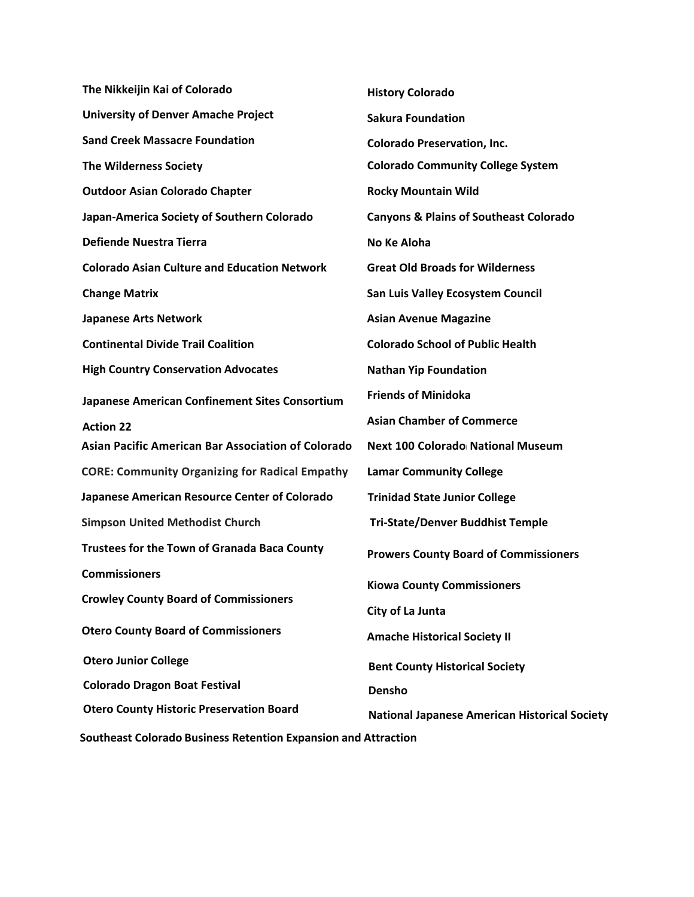**The Nikkeijin Kai of Colorado**

**University of Denver Amache Project**

**Sand Creek Massacre Foundation**

**The Wilderness Society**

**Outdoor Asian Colorado Chapter**

**Japan-America Society of Southern Colorado**

**Defiende Nuestra Tierra**

**Colorado Asian Culture and Education Network**

**Change Matrix**

**Japanese Arts Network**

**Continental Divide Trail Coalition**

**High Country Conservation Advocates**

**Japanese American Confinement Sites Consortium**

**Action 22**

**Asian Pacific American Bar Association of Colorado**

**CORE: Community Organizing for Radical Empathy**

**Japanese American Resource Center of Colorado**

**Simpson United Methodist Church**

**Trustees for the Town of Granada Baca County Commissioners**

**Crowley County Board of Commissioners**

**Otero County Board of Commissioners**

**Otero Junior College**

**Colorado Dragon Boat Festival**

**Otero County Historic Preservation Board**

**History Colorado**

**Sakura Foundation**

**Colorado Preservation, Inc.**

**Colorado Community College System**

**Rocky Mountain Wild**

**Canyons & Plains of Southeast Colorado**

**No Ke Aloha**

**Great Old Broads for Wilderness**

**San Luis Valley Ecosystem Council**

**Asian Avenue Magazine**

**Colorado School of Public Health**

**Nathan Yip Foundation**

**Friends of Minidoka**

**Asian Chamber of Commerce**

**Next 100 Colorado National Museum**

**Lamar Community College**

**Trinidad State Junior College**

**Tri-State/Denver Buddhist Temple**

**Prowers County Board of Commissioners**

**Kiowa County Commissioners**

**City of La Junta**

**Amache Historical Society II**

**Bent County Historical Society**

**Densho**

**National Japanese American Historical Society**

**Southeast Colorado Business Retention Expansion and Attraction**